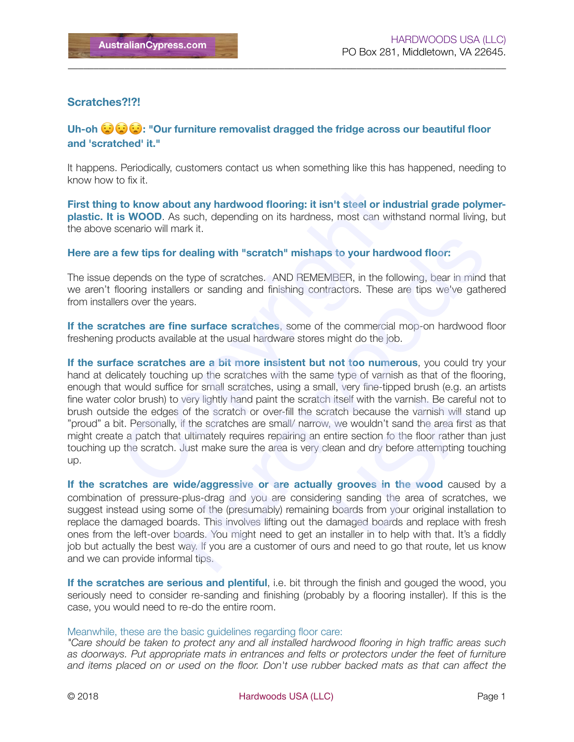AustralianCypress.com

HARDWOODS USA (LLC)
PO Box 281, Middletown, VA 22645.

## Scratches?!?!

**Uh-oh 😧😧😧: "Our furniture removalist dragged the fridge across our beautiful floor and 'scratched' it."**

It happens. Periodically, customers contact us when something like this has happened, needing to know how to fix it.

**First thing to know about any hardwood flooring: it isn't steel or industrial grade polymer-plastic. It is WOOD**. As such, depending on its hardness, most can withstand normal living, but the above scenario will mark it.

**Here are a few tips for dealing with "scratch" mishaps to your hardwood floor:**

The issue depends on the type of scratches. AND REMEMBER, in the following, bear in mind that we aren't flooring installers or sanding and finishing contractors. These are tips we've gathered from installers over the years.

**If the scratches are fine surface scratches**, some of the commercial mop-on hardwood floor freshening products available at the usual hardware stores might do the job.

**If the surface scratches are a bit more insistent but not too numerous**, you could try your hand at delicately touching up the scratches with the same type of varnish as that of the flooring, enough that would suffice for small scratches, using a small, very fine-tipped brush (e.g. an artists fine water color brush) to very lightly hand paint the scratch itself with the varnish. Be careful not to brush outside the edges of the scratch or over-fill the scratch because the varnish will stand up "proud" a bit. Personally, if the scratches are small/ narrow, we wouldn't sand the area first as that might create a patch that ultimately requires repairing an entire section fo the floor rather than just touching up the scratch. Just make sure the area is very clean and dry before attempting touching up.

**If the scratches are wide/aggressive or are actually grooves in the wood** caused by a combination of pressure-plus-drag and you are considering sanding the area of scratches, we suggest instead using some of the (presumably) remaining boards from your original installation to replace the damaged boards. This involves lifting out the damaged boards and replace with fresh ones from the left-over boards. You might need to get an installer in to help with that. It's a fiddly job but actually the best way. If you are a customer of ours and need to go that route, let us know and we can provide informal tips.

**If the scratches are serious and plentiful**, i.e. bit through the finish and gouged the wood, you seriously need to consider re-sanding and finishing (probably by a flooring installer). If this is the case, you would need to re-do the entire room.

Meanwhile, these are the basic guidelines regarding floor care:
*"Care should be taken to protect any and all installed hardwood flooring in high traffic areas such as doorways. Put appropriate mats in entrances and felts or protectors under the feet of furniture and items placed on or used on the floor. Don't use rubber backed mats as that can affect the*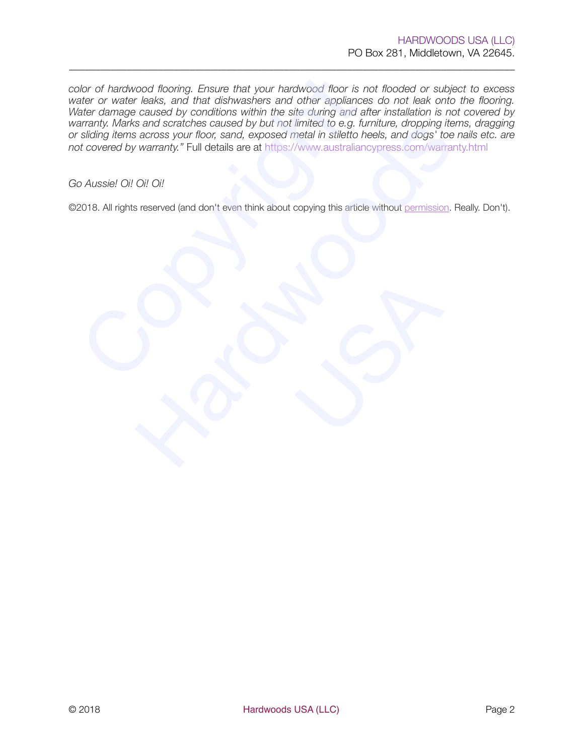*color of hardwood flooring. Ensure that your hardwood floor is not flooded or subject to excess water or water leaks, and that dishwashers and other appliances do not leak onto the flooring. Water damage caused by conditions within the site during and after installation is not covered by warranty. Marks and scratches caused by but not limited to e.g. furniture, dropping items, dragging or sliding items across your floor, sand, exposed metal in stiletto heels, and dogs' toe nails etc. are not covered by warranty."* Full details are at https://www.australiancypress.com/warranty.html

*Go Aussie! Oi! Oi! Oi!*

©2018. All rights reserved (and don't even think about copying this article without permission. Really. Don't).